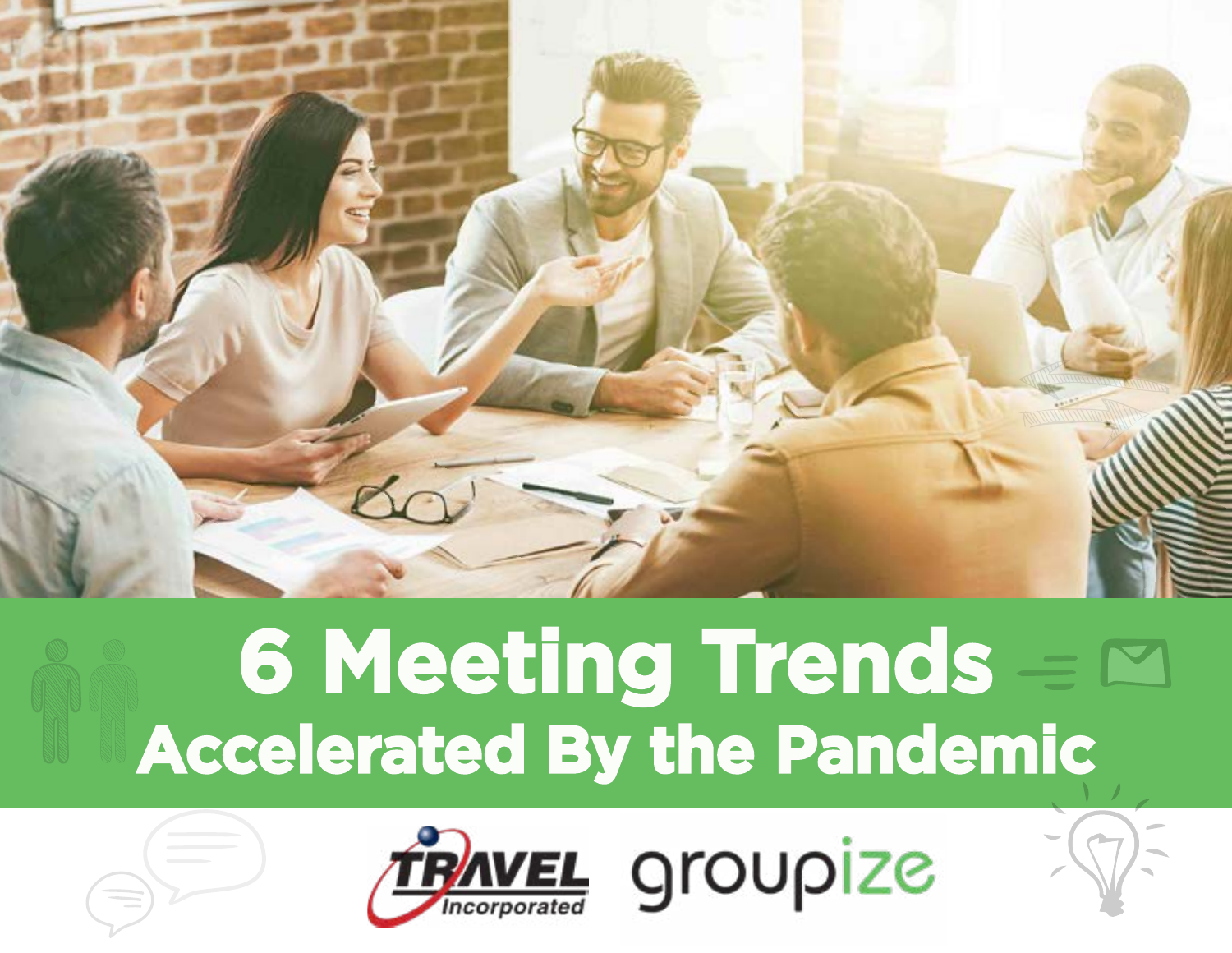# 6 Meeting Trends
## Accelerated By the Pandemic

TRAVEL Incorporated groupize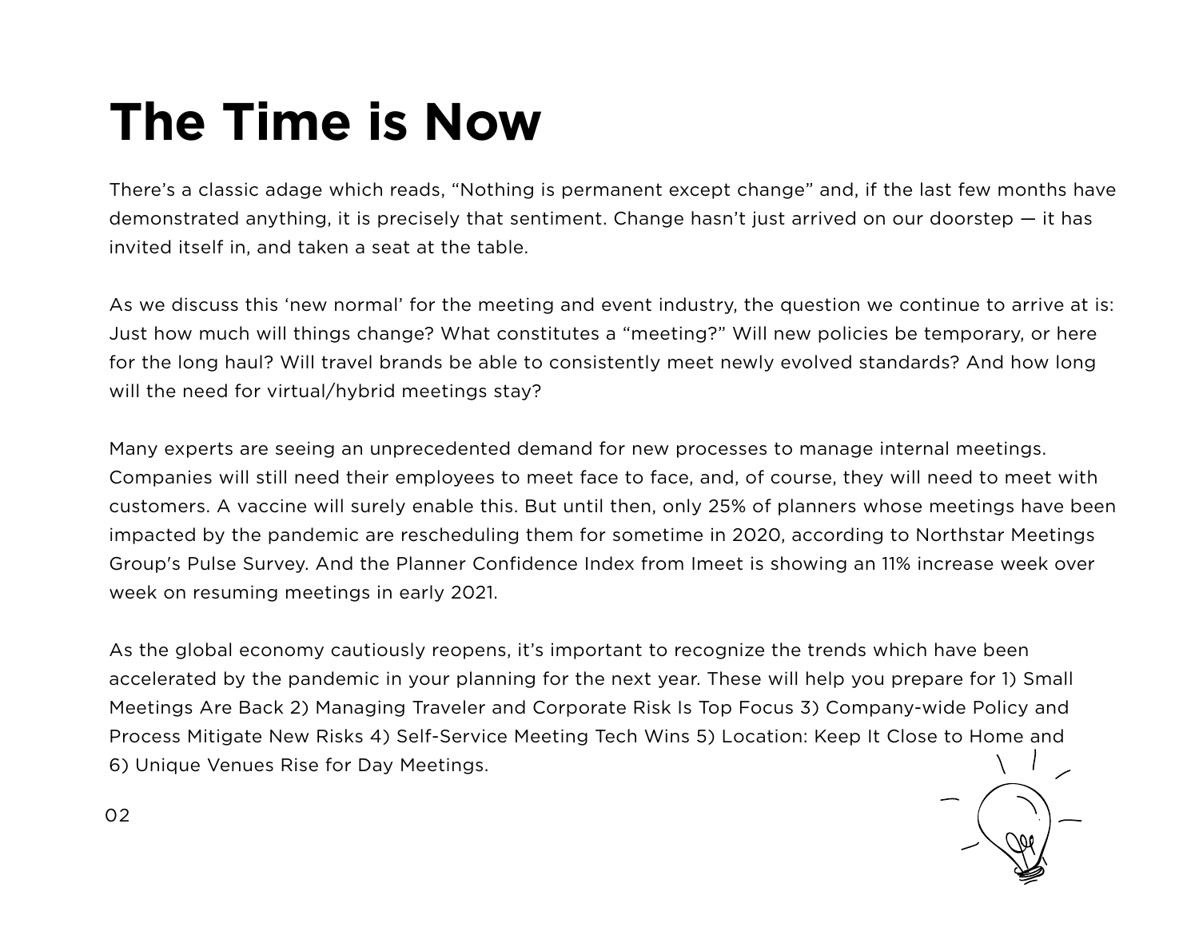# The Time is Now

There's a classic adage which reads, "Nothing is permanent except change" and, if the last few months have demonstrated anything, it is precisely that sentiment. Change hasn't just arrived on our doorstep — it has invited itself in, and taken a seat at the table.

As we discuss this 'new normal' for the meeting and event industry, the question we continue to arrive at is: Just how much will things change? What constitutes a "meeting?" Will new policies be temporary, or here for the long haul? Will travel brands be able to consistently meet newly evolved standards? And how long will the need for virtual/hybrid meetings stay?

Many experts are seeing an unprecedented demand for new processes to manage internal meetings. Companies will still need their employees to meet face to face, and, of course, they will need to meet with customers. A vaccine will surely enable this. But until then, only 25% of planners whose meetings have been impacted by the pandemic are rescheduling them for sometime in 2020, according to Northstar Meetings Group's Pulse Survey. And the Planner Confidence Index from Imeet is showing an 11% increase week over week on resuming meetings in early 2021.

As the global economy cautiously reopens, it's important to recognize the trends which have been accelerated by the pandemic in your planning for the next year. These will help you prepare for 1) Small Meetings Are Back 2) Managing Traveler and Corporate Risk Is Top Focus 3) Company-wide Policy and Process Mitigate New Risks 4) Self-Service Meeting Tech Wins 5) Location: Keep It Close to Home and 6) Unique Venues Rise for Day Meetings.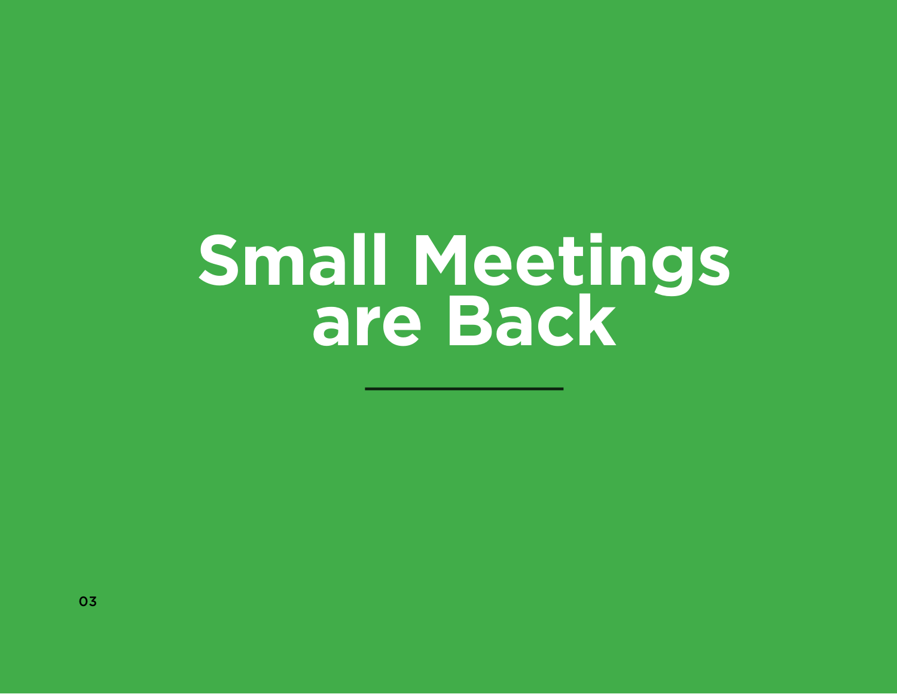# Small Meetings are Back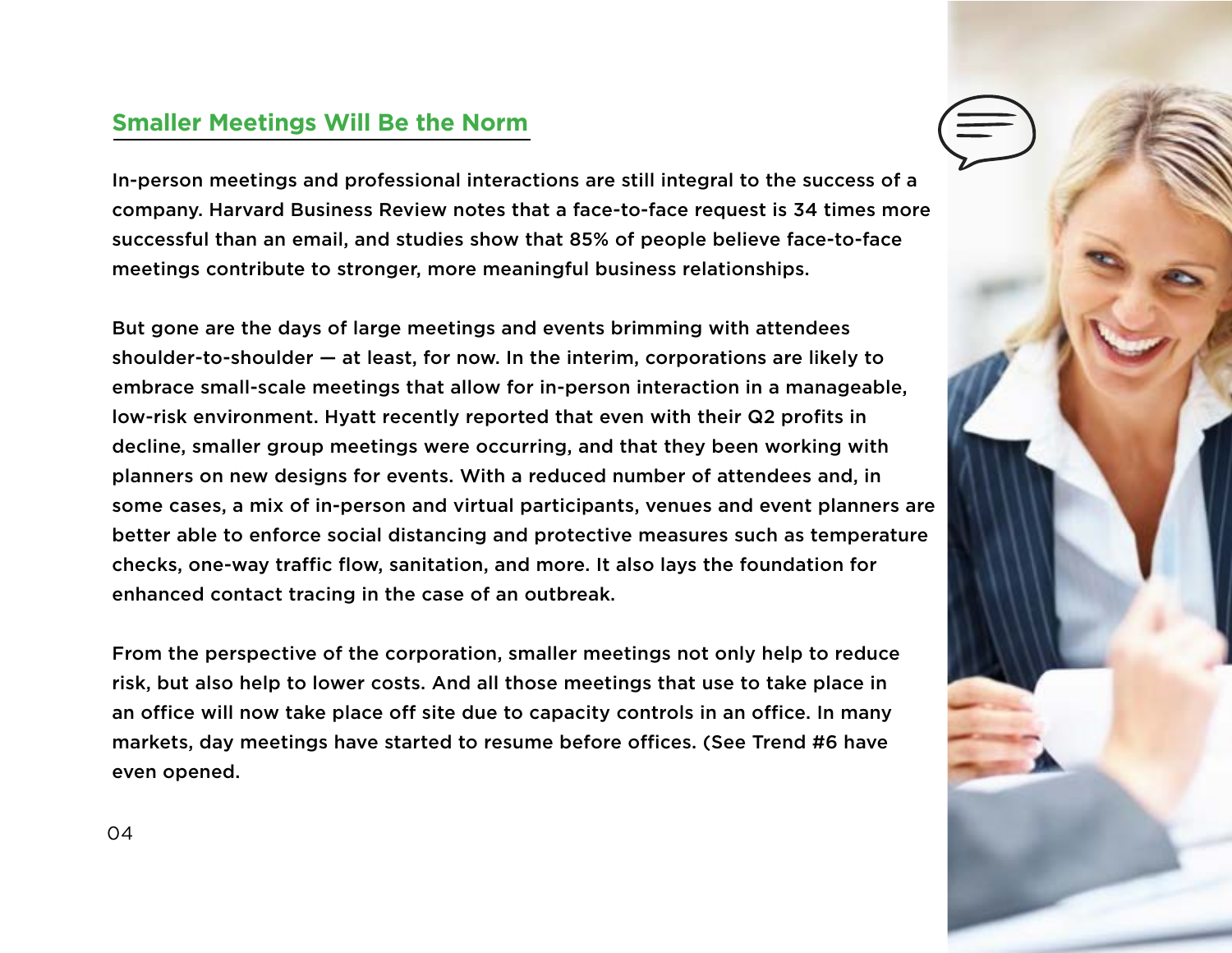## Smaller Meetings Will Be the Norm

In-person meetings and professional interactions are still integral to the success of a company. Harvard Business Review notes that a face-to-face request is 34 times more successful than an email, and studies show that 85% of people believe face-to-face meetings contribute to stronger, more meaningful business relationships.

But gone are the days of large meetings and events brimming with attendees shoulder-to-shoulder — at least, for now. In the interim, corporations are likely to embrace small-scale meetings that allow for in-person interaction in a manageable, low-risk environment. Hyatt recently reported that even with their Q2 profits in decline, smaller group meetings were occurring, and that they been working with planners on new designs for events. With a reduced number of attendees and, in some cases, a mix of in-person and virtual participants, venues and event planners are better able to enforce social distancing and protective measures such as temperature checks, one-way traffic flow, sanitation, and more. It also lays the foundation for enhanced contact tracing in the case of an outbreak.

From the perspective of the corporation, smaller meetings not only help to reduce risk, but also help to lower costs. And all those meetings that use to take place in an office will now take place off site due to capacity controls in an office. In many markets, day meetings have started to resume before offices. (See Trend #6 have even opened.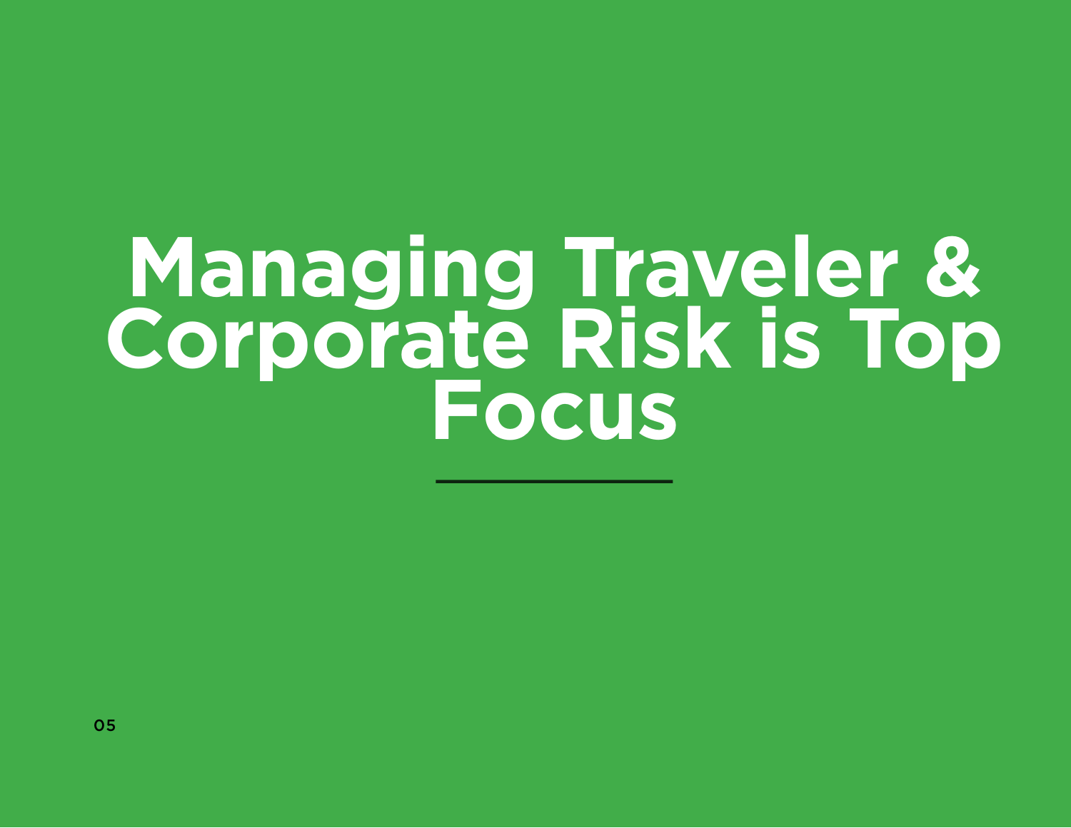# Managing Traveler & Corporate Risk is Top Focus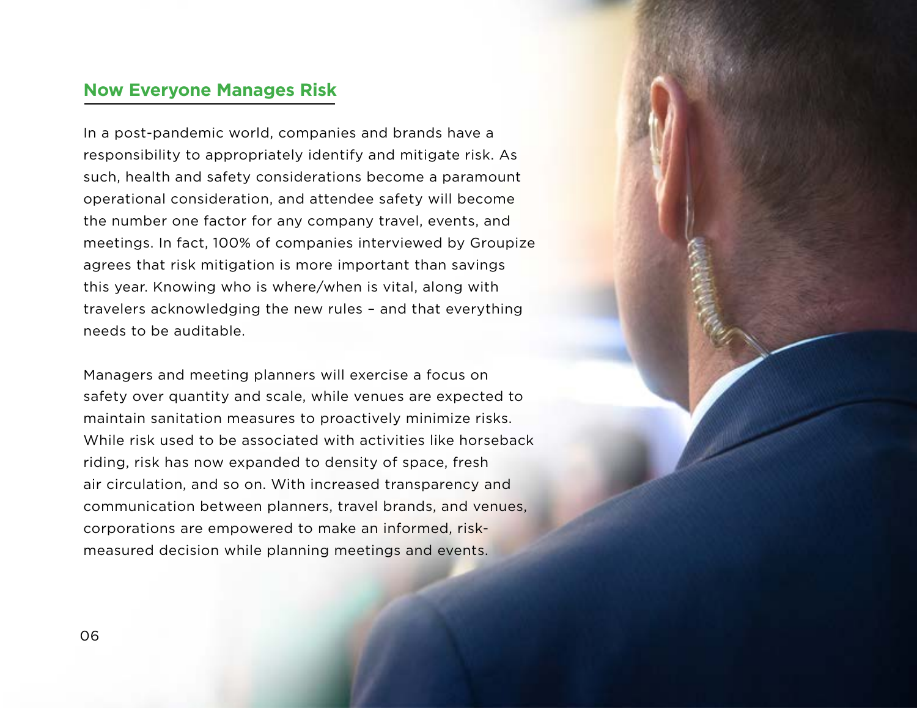## Now Everyone Manages Risk

In a post-pandemic world, companies and brands have a responsibility to appropriately identify and mitigate risk. As such, health and safety considerations become a paramount operational consideration, and attendee safety will become the number one factor for any company travel, events, and meetings. In fact, 100% of companies interviewed by Groupize agrees that risk mitigation is more important than savings this year. Knowing who is where/when is vital, along with travelers acknowledging the new rules – and that everything needs to be auditable.

Managers and meeting planners will exercise a focus on safety over quantity and scale, while venues are expected to maintain sanitation measures to proactively minimize risks. While risk used to be associated with activities like horseback riding, risk has now expanded to density of space, fresh air circulation, and so on. With increased transparency and communication between planners, travel brands, and venues, corporations are empowered to make an informed, risk-measured decision while planning meetings and events.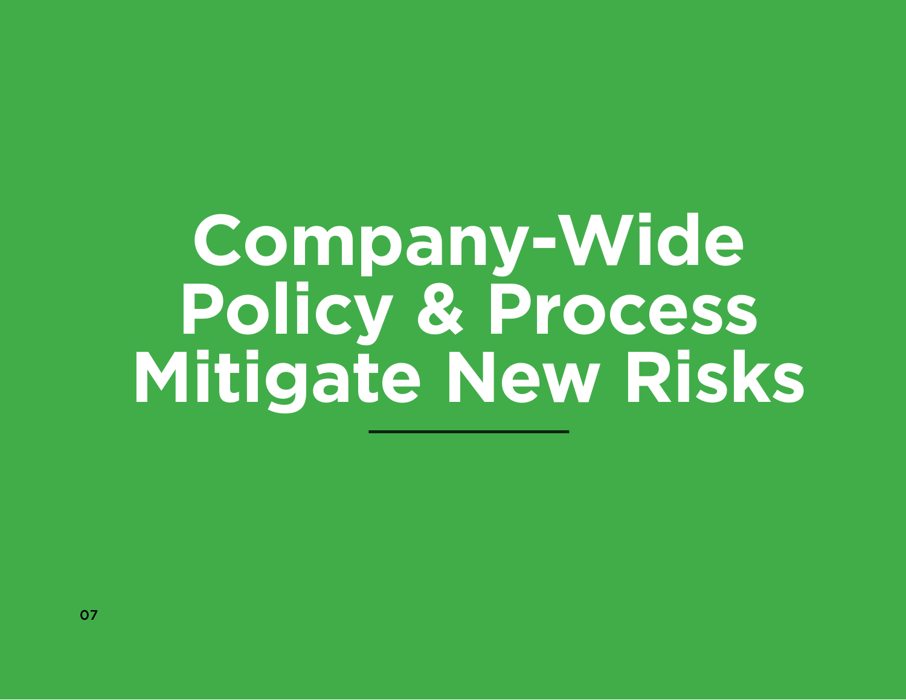# Company-Wide Policy & Process Mitigate New Risks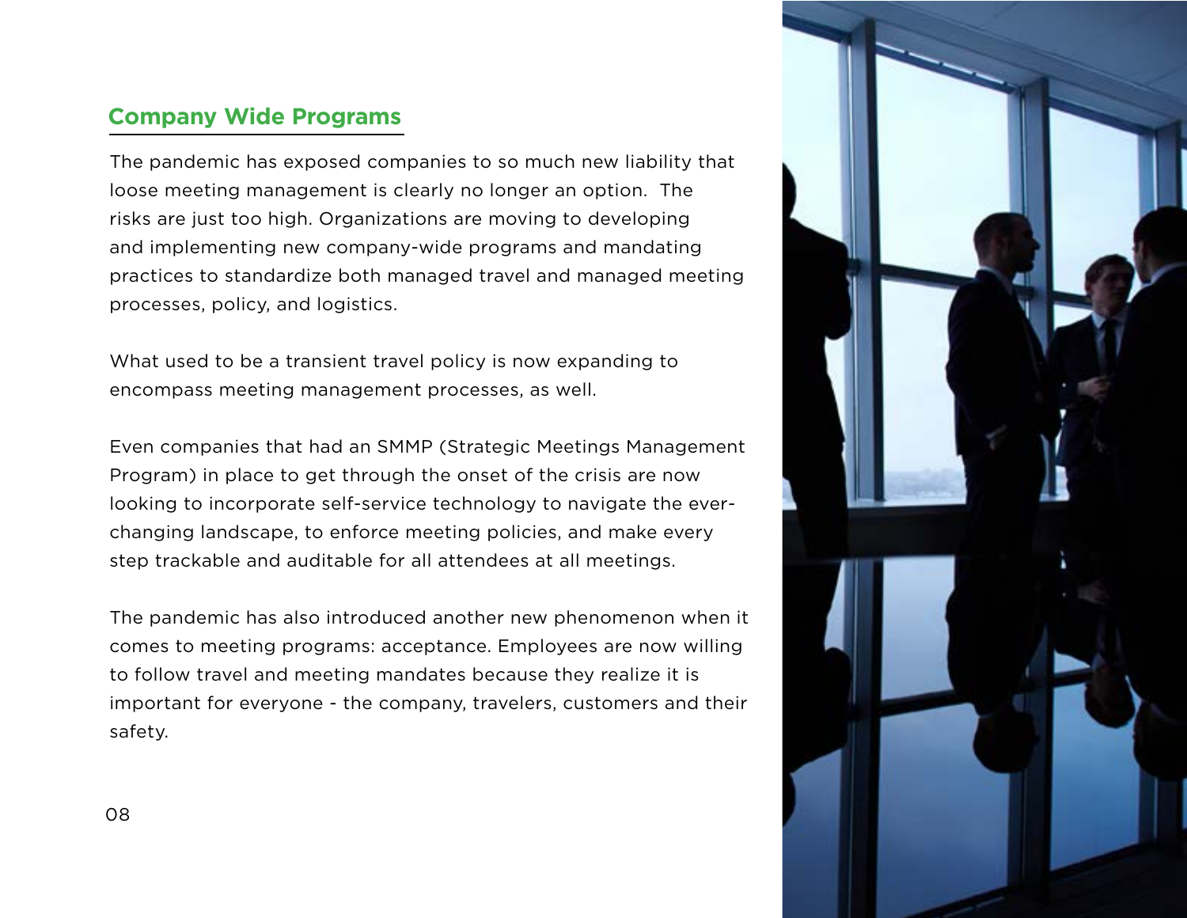## Company Wide Programs

The pandemic has exposed companies to so much new liability that loose meeting management is clearly no longer an option. The risks are just too high. Organizations are moving to developing and implementing new company-wide programs and mandating practices to standardize both managed travel and managed meeting processes, policy, and logistics.

What used to be a transient travel policy is now expanding to encompass meeting management processes, as well.

Even companies that had an SMMP (Strategic Meetings Management Program) in place to get through the onset of the crisis are now looking to incorporate self-service technology to navigate the ever-changing landscape, to enforce meeting policies, and make every step trackable and auditable for all attendees at all meetings.

The pandemic has also introduced another new phenomenon when it comes to meeting programs: acceptance. Employees are now willing to follow travel and meeting mandates because they realize it is important for everyone - the company, travelers, customers and their safety.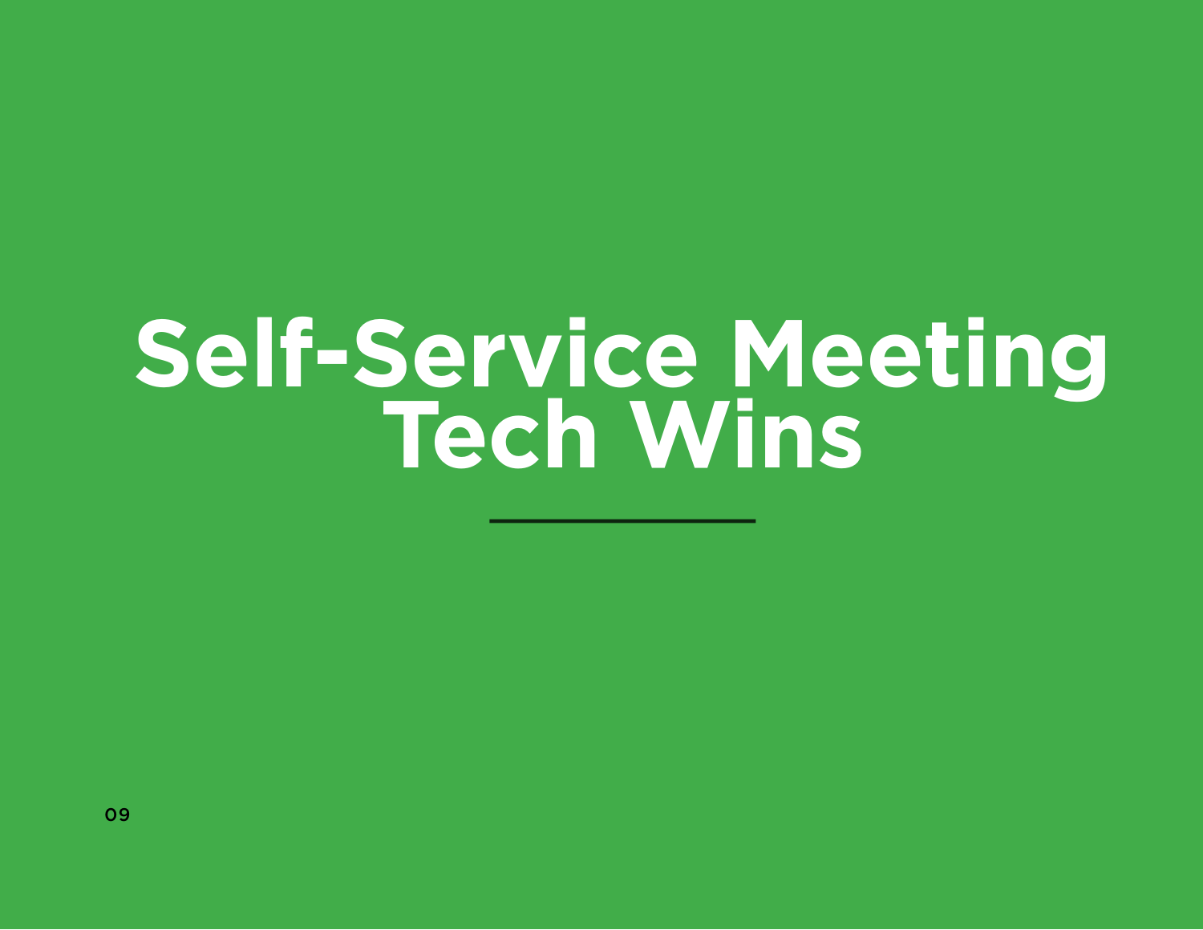# Self-Service Meeting Tech Wins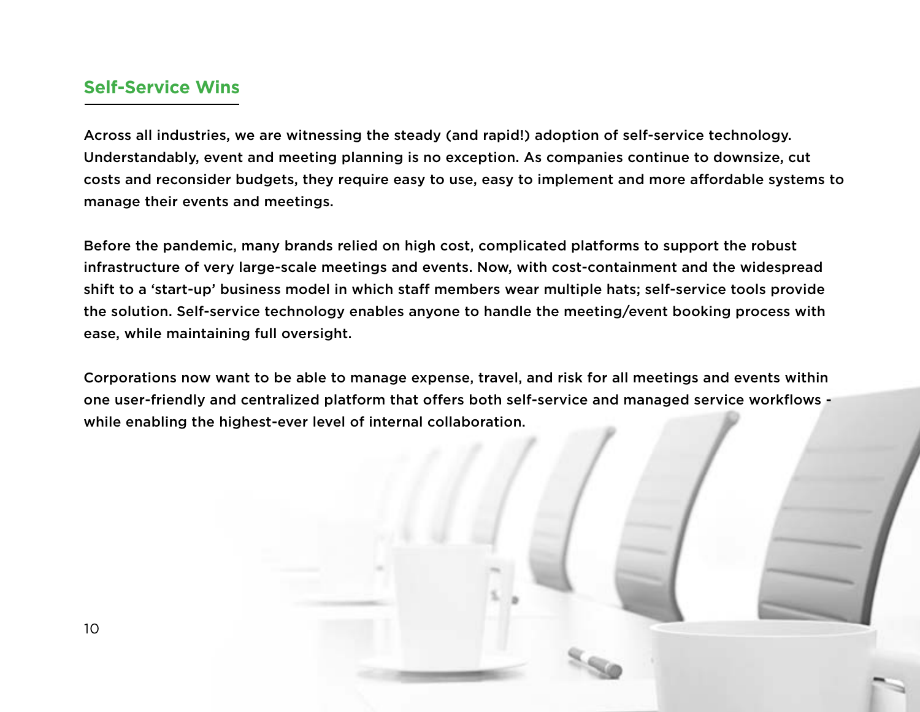## Self-Service Wins

Across all industries, we are witnessing the steady (and rapid!) adoption of self-service technology. Understandably, event and meeting planning is no exception. As companies continue to downsize, cut costs and reconsider budgets, they require easy to use, easy to implement and more affordable systems to manage their events and meetings.

Before the pandemic, many brands relied on high cost, complicated platforms to support the robust infrastructure of very large-scale meetings and events. Now, with cost-containment and the widespread shift to a 'start-up' business model in which staff members wear multiple hats; self-service tools provide the solution. Self-service technology enables anyone to handle the meeting/event booking process with ease, while maintaining full oversight.

Corporations now want to be able to manage expense, travel, and risk for all meetings and events within one user-friendly and centralized platform that offers both self-service and managed service workflows - while enabling the highest-ever level of internal collaboration.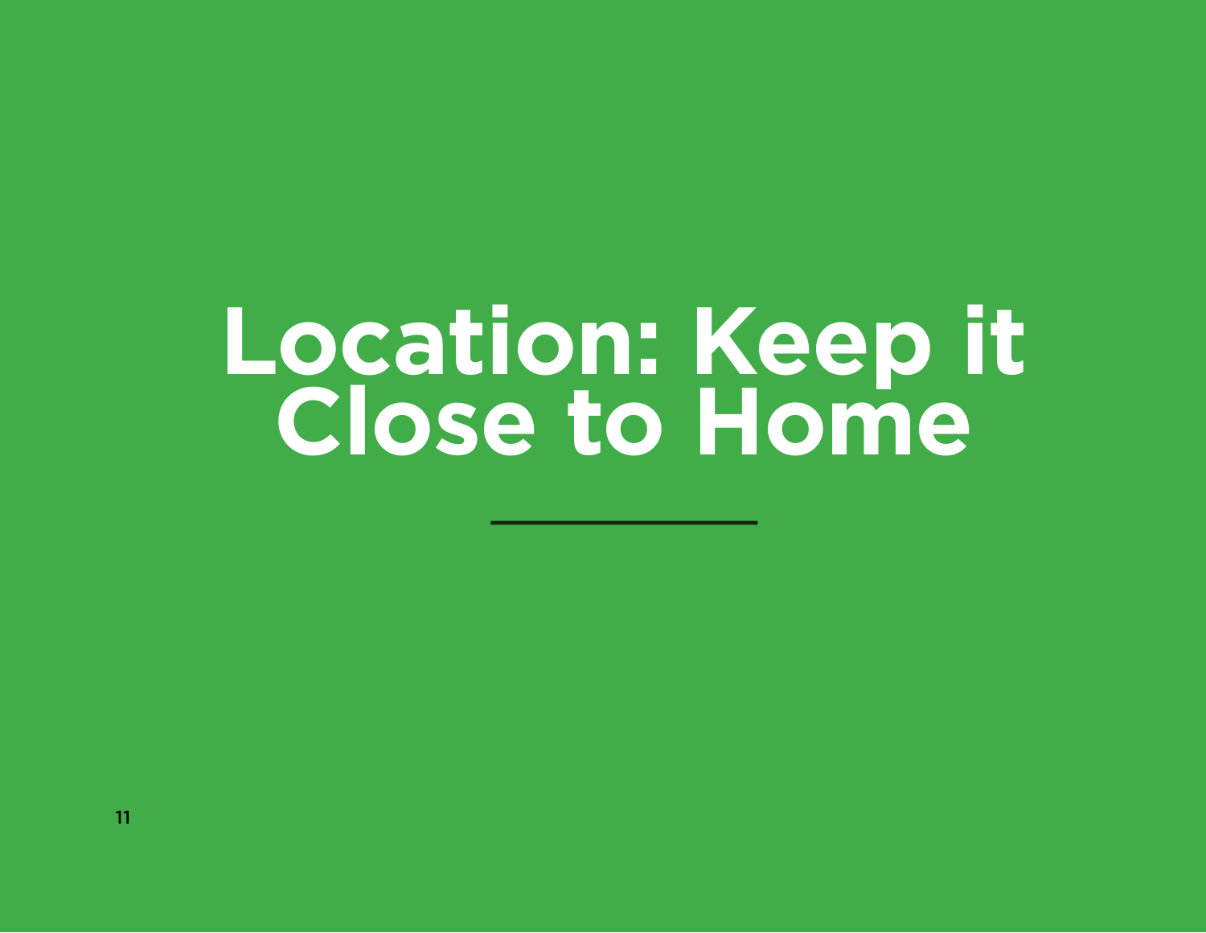# Location: Keep it Close to Home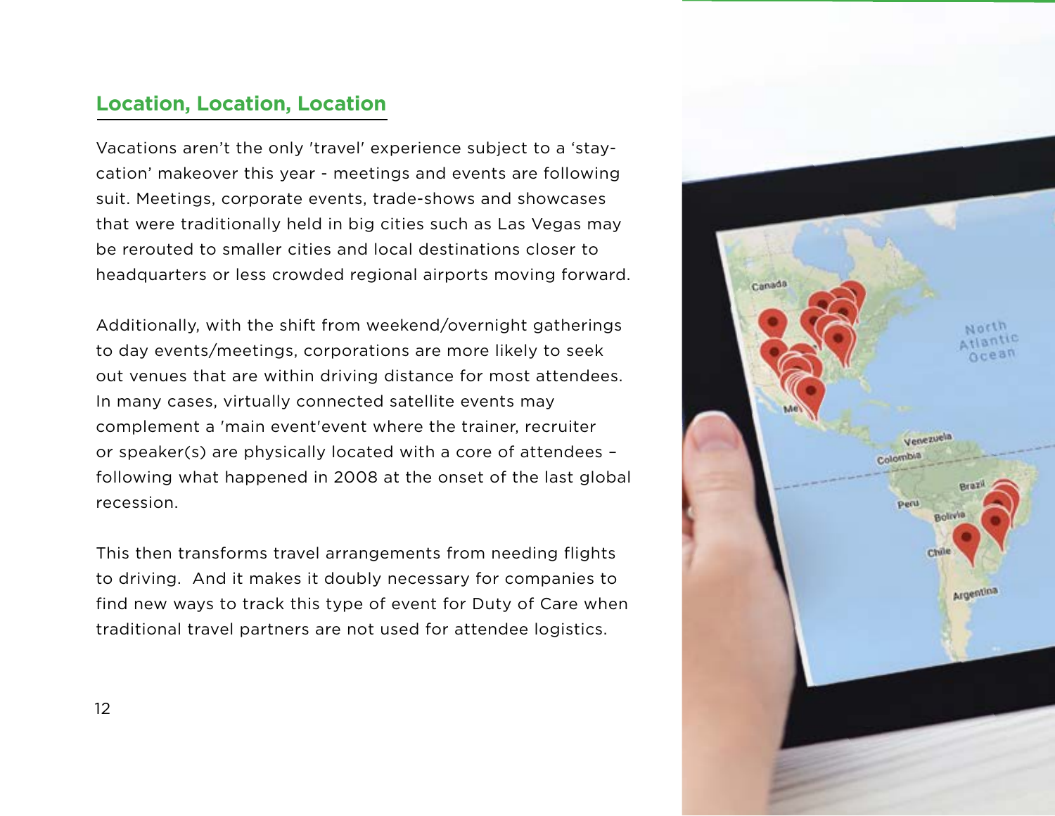## Location, Location, Location

Vacations aren't the only 'travel' experience subject to a 'stay-cation' makeover this year - meetings and events are following suit. Meetings, corporate events, trade-shows and showcases that were traditionally held in big cities such as Las Vegas may be rerouted to smaller cities and local destinations closer to headquarters or less crowded regional airports moving forward.

Additionally, with the shift from weekend/overnight gatherings to day events/meetings, corporations are more likely to seek out venues that are within driving distance for most attendees. In many cases, virtually connected satellite events may complement a 'main event'event where the trainer, recruiter or speaker(s) are physically located with a core of attendees – following what happened in 2008 at the onset of the last global recession.

This then transforms travel arrangements from needing flights to driving. And it makes it doubly necessary for companies to find new ways to track this type of event for Duty of Care when traditional travel partners are not used for attendee logistics.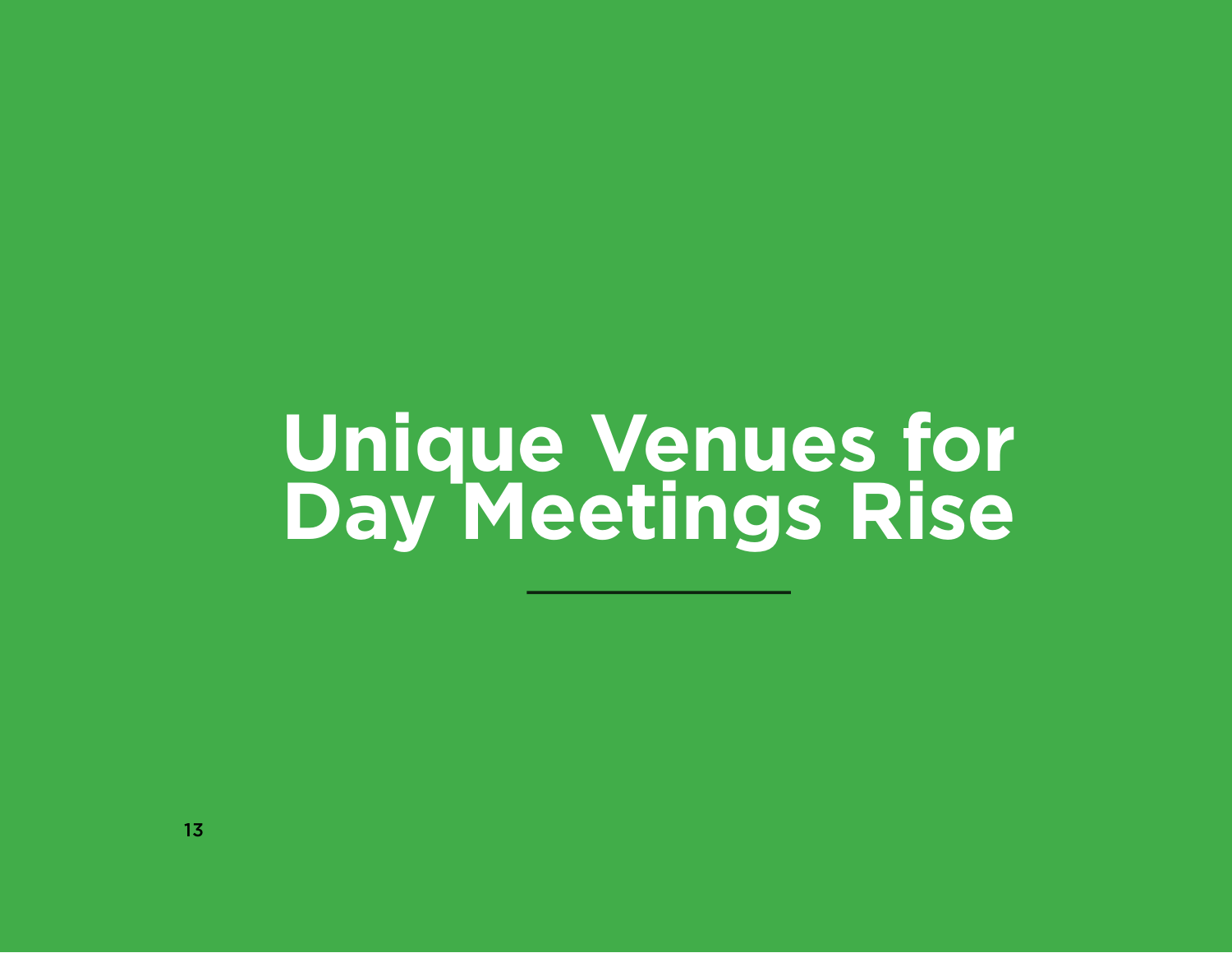# Unique Venues for Day Meetings Rise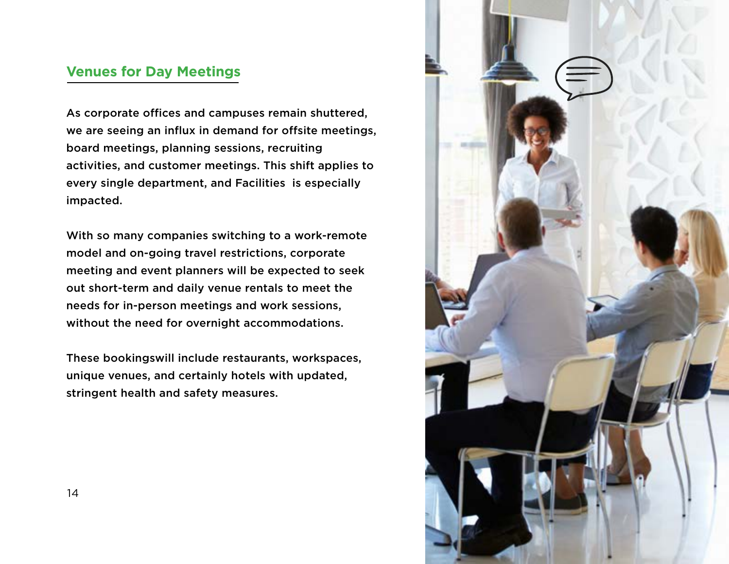## Venues for Day Meetings

As corporate offices and campuses remain shuttered, we are seeing an influx in demand for offsite meetings, board meetings, planning sessions, recruiting activities, and customer meetings. This shift applies to every single department, and Facilities  is especially impacted.

With so many companies switching to a work-remote model and on-going travel restrictions, corporate meeting and event planners will be expected to seek out short-term and daily venue rentals to meet the needs for in-person meetings and work sessions, without the need for overnight accommodations.

These bookingswill include restaurants, workspaces, unique venues, and certainly hotels with updated, stringent health and safety measures.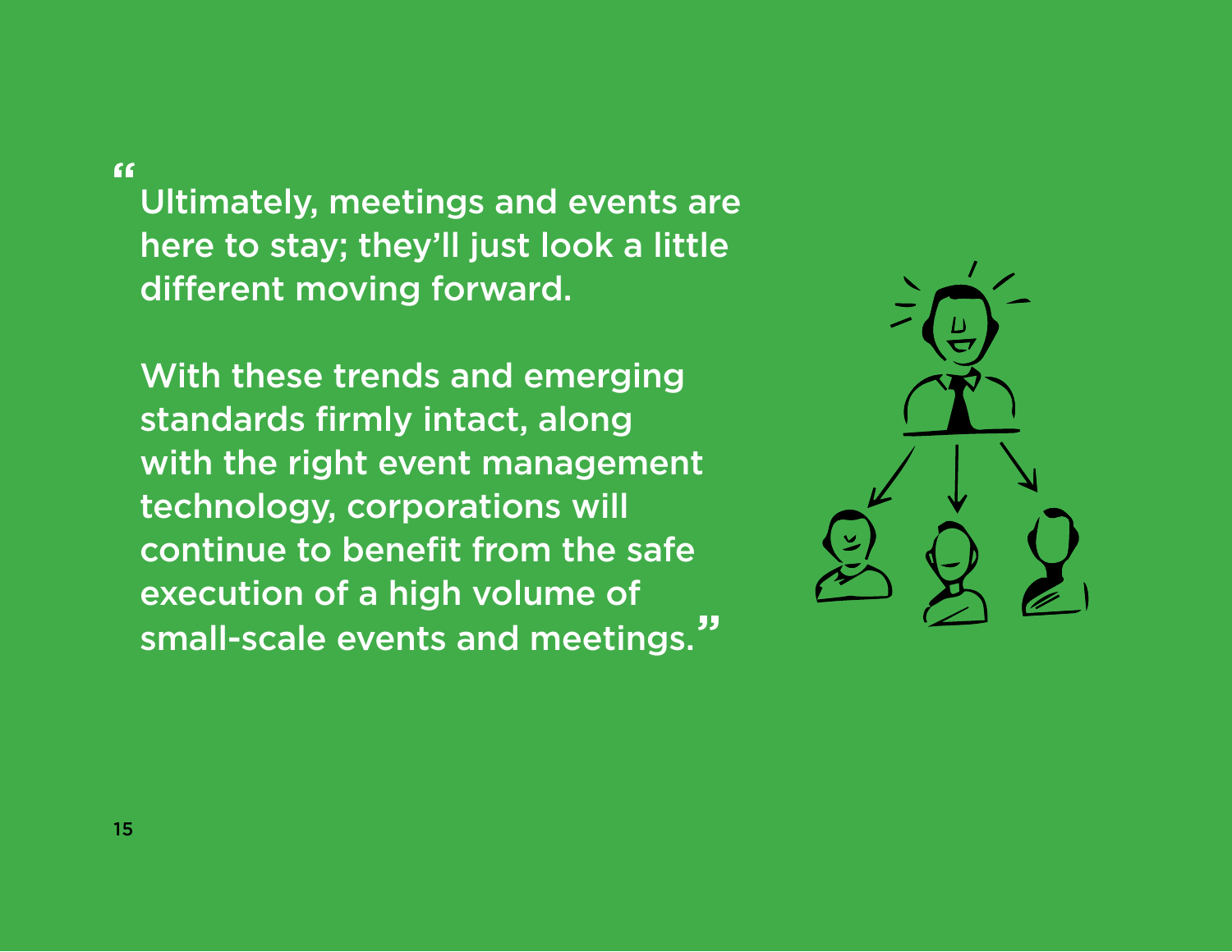"Ultimately, meetings and events are here to stay; they'll just look a little different moving forward.

With these trends and emerging standards firmly intact, along with the right event management technology, corporations will continue to benefit from the safe execution of a high volume of small-scale events and meetings."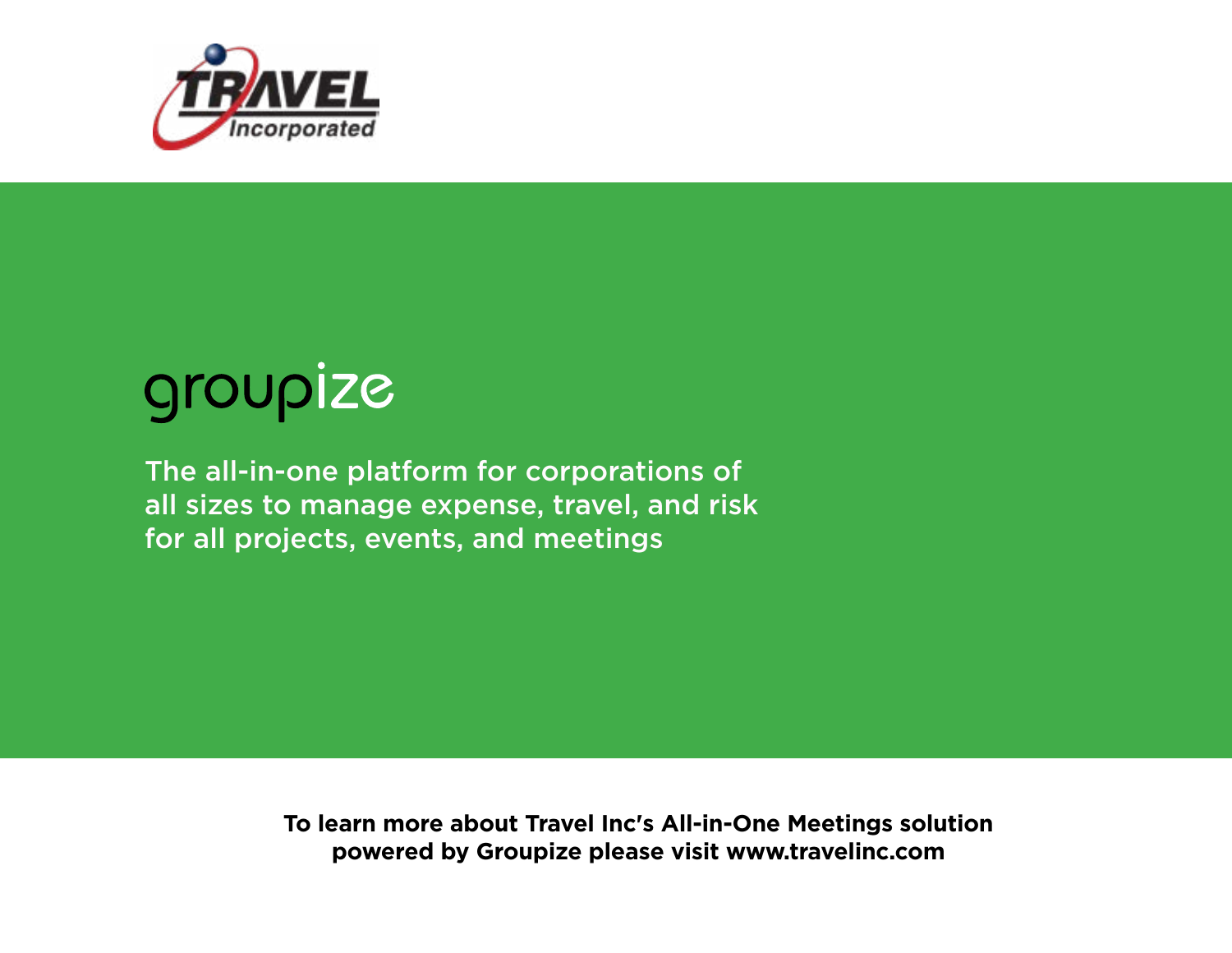TRAVEL Incorporated

# groupize

The all-in-one platform for corporations of all sizes to manage expense, travel, and risk for all projects, events, and meetings

**To learn more about Travel Inc's All-in-One Meetings solution powered by Groupize please visit www.travelinc.com**